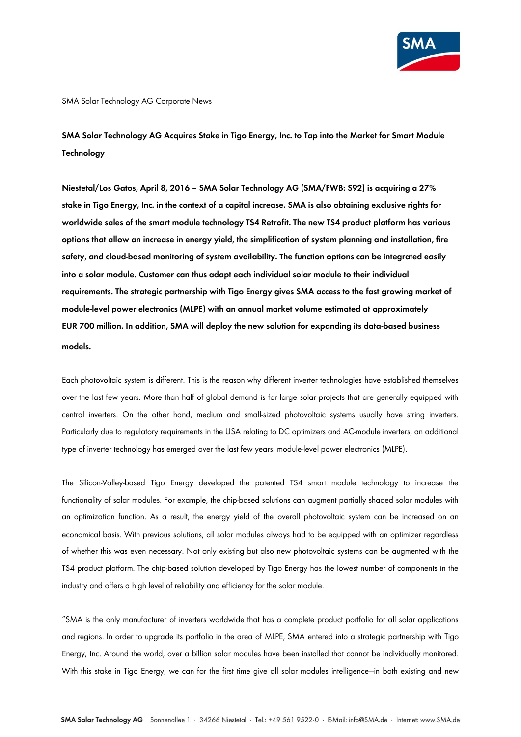SMA Solar Technology AG Corporate News

## SMA Solar Technology AG Acquires Stake in Tigo Energy, Inc. to Tap into the Market for Smart Module Technology

**Niestetal/Los Gatos, April 8, 2016 – SMA Solar Technology AG (SMA/FWB: S92) is acquiring a 27% stake in Tigo Energy, Inc. in the context of a capital increase. SMA is also obtaining exclusive rights for worldwide sales of the smart module technology TS4 Retrofit. The new TS4 product platform has various options that allow an increase in energy yield, the simplification of system planning and installation, fire safety, and cloud-based monitoring of system availability. The function options can be integrated easily into a solar module. Customer can thus adapt each individual solar module to their individual requirements. The strategic partnership with Tigo Energy gives SMA access to the fast growing market of module-level power electronics (MLPE) with an annual market volume estimated at approximately EUR 700 million. In addition, SMA will deploy the new solution for expanding its data-based business models.**

Each photovoltaic system is different. This is the reason why different inverter technologies have established themselves over the last few years. More than half of global demand is for large solar projects that are generally equipped with central inverters. On the other hand, medium and small-sized photovoltaic systems usually have string inverters. Particularly due to regulatory requirements in the USA relating to DC optimizers and AC-module inverters, an additional type of inverter technology has emerged over the last few years: module-level power electronics (MLPE).

The Silicon-Valley-based Tigo Energy developed the patented TS4 smart module technology to increase the functionality of solar modules. For example, the chip-based solutions can augment partially shaded solar modules with an optimization function. As a result, the energy yield of the overall photovoltaic system can be increased on an economical basis. With previous solutions, all solar modules always had to be equipped with an optimizer regardless of whether this was even necessary. Not only existing but also new photovoltaic systems can be augmented with the TS4 product platform. The chip-based solution developed by Tigo Energy has the lowest number of components in the industry and offers a high level of reliability and efficiency for the solar module.

"SMA is the only manufacturer of inverters worldwide that has a complete product portfolio for all solar applications and regions. In order to upgrade its portfolio in the area of MLPE, SMA entered into a strategic partnership with Tigo Energy, Inc. Around the world, over a billion solar modules have been installed that cannot be individually monitored. With this stake in Tigo Energy, we can for the first time give all solar modules intelligence—in both existing and new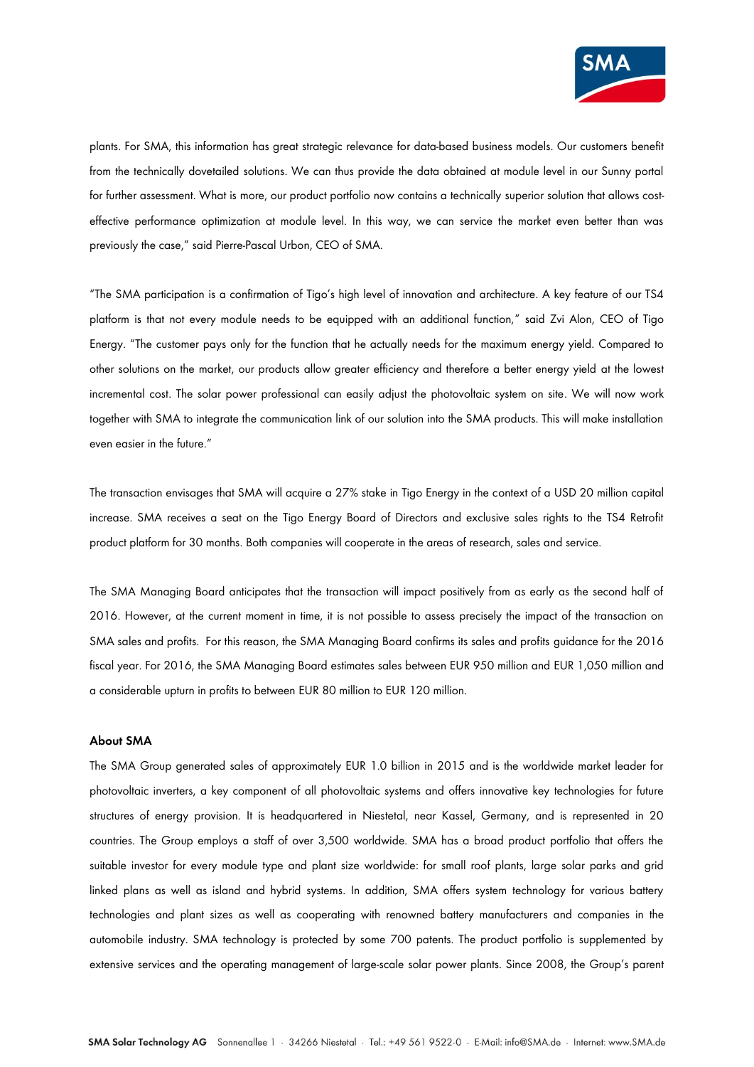plants. For SMA, this information has great strategic relevance for data-based business models. Our customers benefit from the technically dovetailed solutions. We can thus provide the data obtained at module level in our Sunny portal for further assessment. What is more, our product portfolio now contains a technically superior solution that allows cost-effective performance optimization at module level. In this way, we can service the market even better than was previously the case," said Pierre-Pascal Urbon, CEO of SMA.

"The SMA participation is a confirmation of Tigo's high level of innovation and architecture. A key feature of our TS4 platform is that not every module needs to be equipped with an additional function," said Zvi Alon, CEO of Tigo Energy. "The customer pays only for the function that he actually needs for the maximum energy yield. Compared to other solutions on the market, our products allow greater efficiency and therefore a better energy yield at the lowest incremental cost. The solar power professional can easily adjust the photovoltaic system on site. We will now work together with SMA to integrate the communication link of our solution into the SMA products. This will make installation even easier in the future."

The transaction envisages that SMA will acquire a 27% stake in Tigo Energy in the context of a USD 20 million capital increase. SMA receives a seat on the Tigo Energy Board of Directors and exclusive sales rights to the TS4 Retrofit product platform for 30 months. Both companies will cooperate in the areas of research, sales and service.

The SMA Managing Board anticipates that the transaction will impact positively from as early as the second half of 2016. However, at the current moment in time, it is not possible to assess precisely the impact of the transaction on SMA sales and profits. For this reason, the SMA Managing Board confirms its sales and profits guidance for the 2016 fiscal year. For 2016, the SMA Managing Board estimates sales between EUR 950 million and EUR 1,050 million and a considerable upturn in profits to between EUR 80 million to EUR 120 million.

**About SMA**

The SMA Group generated sales of approximately EUR 1.0 billion in 2015 and is the worldwide market leader for photovoltaic inverters, a key component of all photovoltaic systems and offers innovative key technologies for future structures of energy provision. It is headquartered in Niestetal, near Kassel, Germany, and is represented in 20 countries. The Group employs a staff of over 3,500 worldwide. SMA has a broad product portfolio that offers the suitable investor for every module type and plant size worldwide: for small roof plants, large solar parks and grid linked plans as well as island and hybrid systems. In addition, SMA offers system technology for various battery technologies and plant sizes as well as cooperating with renowned battery manufacturers and companies in the automobile industry. SMA technology is protected by some 700 patents. The product portfolio is supplemented by extensive services and the operating management of large-scale solar power plants. Since 2008, the Group's parent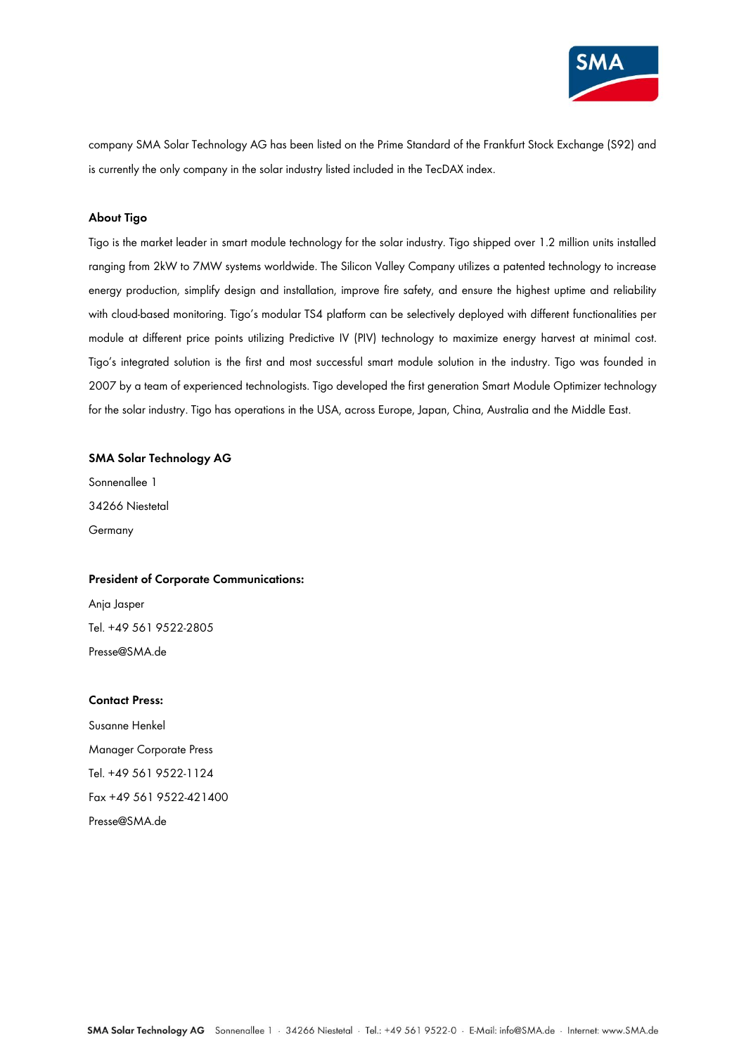company SMA Solar Technology AG has been listed on the Prime Standard of the Frankfurt Stock Exchange (S92) and is currently the only company in the solar industry listed included in the TecDAX index.

**About Tigo**

Tigo is the market leader in smart module technology for the solar industry. Tigo shipped over 1.2 million units installed ranging from 2kW to 7MW systems worldwide. The Silicon Valley Company utilizes a patented technology to increase energy production, simplify design and installation, improve fire safety, and ensure the highest uptime and reliability with cloud-based monitoring. Tigo's modular TS4 platform can be selectively deployed with different functionalities per module at different price points utilizing Predictive IV (PIV) technology to maximize energy harvest at minimal cost. Tigo's integrated solution is the first and most successful smart module solution in the industry. Tigo was founded in 2007 by a team of experienced technologists. Tigo developed the first generation Smart Module Optimizer technology for the solar industry. Tigo has operations in the USA, across Europe, Japan, China, Australia and the Middle East.

**SMA Solar Technology AG**

Sonnenallee 1

34266 Niestetal

Germany

**President of Corporate Communications:**

Anja Jasper

Tel. +49 561 9522-2805

Presse@SMA.de

**Contact Press:**

Susanne Henkel

Manager Corporate Press

Tel. +49 561 9522-1124

Fax +49 561 9522-421400

Presse@SMA.de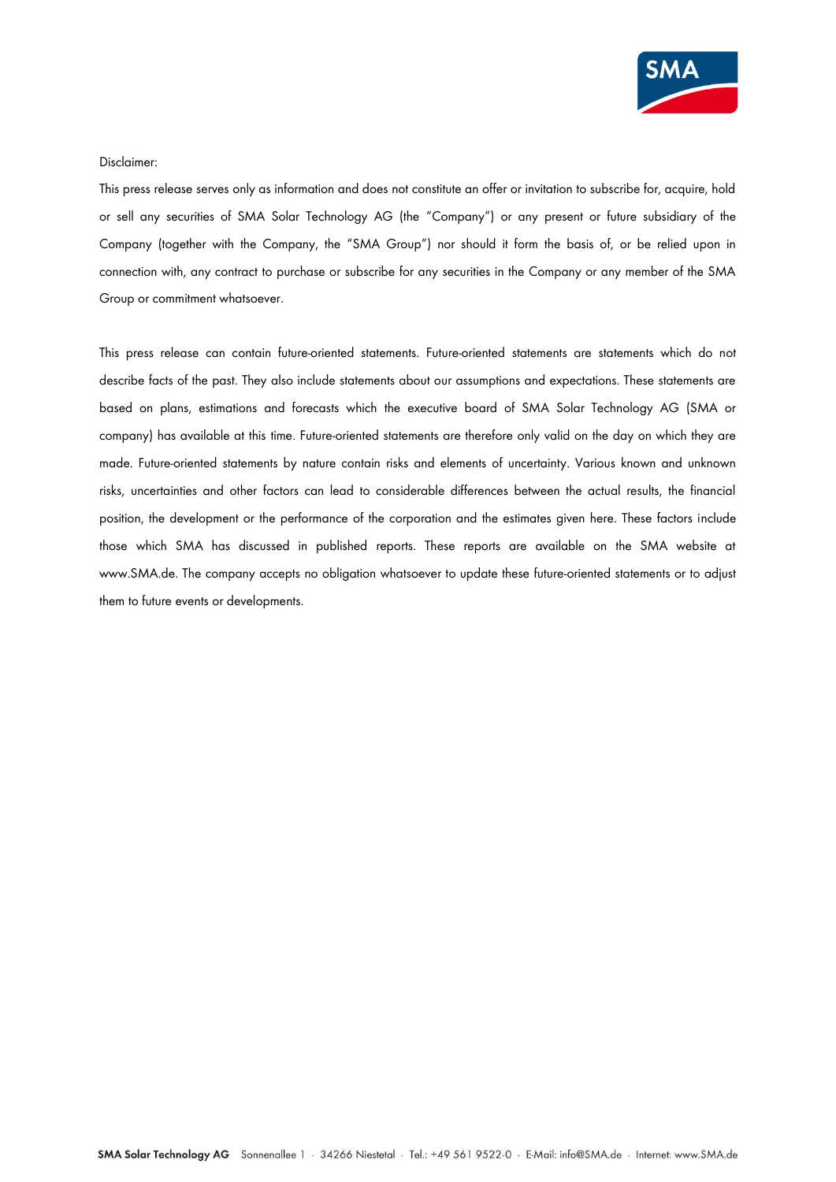Disclaimer:

This press release serves only as information and does not constitute an offer or invitation to subscribe for, acquire, hold or sell any securities of SMA Solar Technology AG (the "Company") or any present or future subsidiary of the Company (together with the Company, the "SMA Group") nor should it form the basis of, or be relied upon in connection with, any contract to purchase or subscribe for any securities in the Company or any member of the SMA Group or commitment whatsoever.

This press release can contain future-oriented statements. Future-oriented statements are statements which do not describe facts of the past. They also include statements about our assumptions and expectations. These statements are based on plans, estimations and forecasts which the executive board of SMA Solar Technology AG (SMA or company) has available at this time. Future-oriented statements are therefore only valid on the day on which they are made. Future-oriented statements by nature contain risks and elements of uncertainty. Various known and unknown risks, uncertainties and other factors can lead to considerable differences between the actual results, the financial position, the development or the performance of the corporation and the estimates given here. These factors include those which SMA has discussed in published reports. These reports are available on the SMA website at www.SMA.de. The company accepts no obligation whatsoever to update these future-oriented statements or to adjust them to future events or developments.